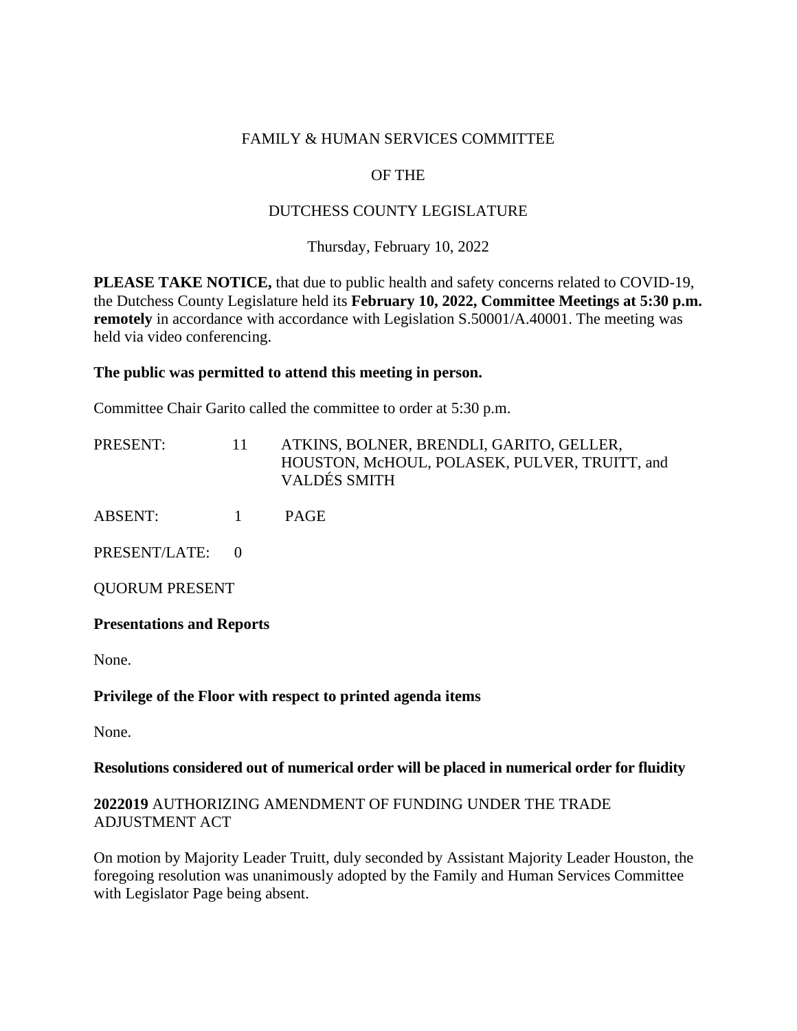FAMILY & HUMAN SERVICES COMMITTEE

OF THE

DUTCHESS COUNTY LEGISLATURE

Thursday, February 10, 2022

**PLEASE TAKE NOTICE,** that due to public health and safety concerns related to COVID-19, the Dutchess County Legislature held its **February 10, 2022, Committee Meetings at 5:30 p.m. remotely** in accordance with accordance with Legislation S.50001/A.40001. The meeting was held via video conferencing.

**The public was permitted to attend this meeting in person.**

Committee Chair Garito called the committee to order at 5:30 p.m.

PRESENT: 11 ATKINS, BOLNER, BRENDLI, GARITO, GELLER, HOUSTON, McHOUL, POLASEK, PULVER, TRUITT, and VALDÉS SMITH

ABSENT: 1 PAGE

PRESENT/LATE: 0

QUORUM PRESENT

**Presentations and Reports**

None.

**Privilege of the Floor with respect to printed agenda items**

None.

**Resolutions considered out of numerical order will be placed in numerical order for fluidity**

**2022019** AUTHORIZING AMENDMENT OF FUNDING UNDER THE TRADE ADJUSTMENT ACT

On motion by Majority Leader Truitt, duly seconded by Assistant Majority Leader Houston, the foregoing resolution was unanimously adopted by the Family and Human Services Committee with Legislator Page being absent.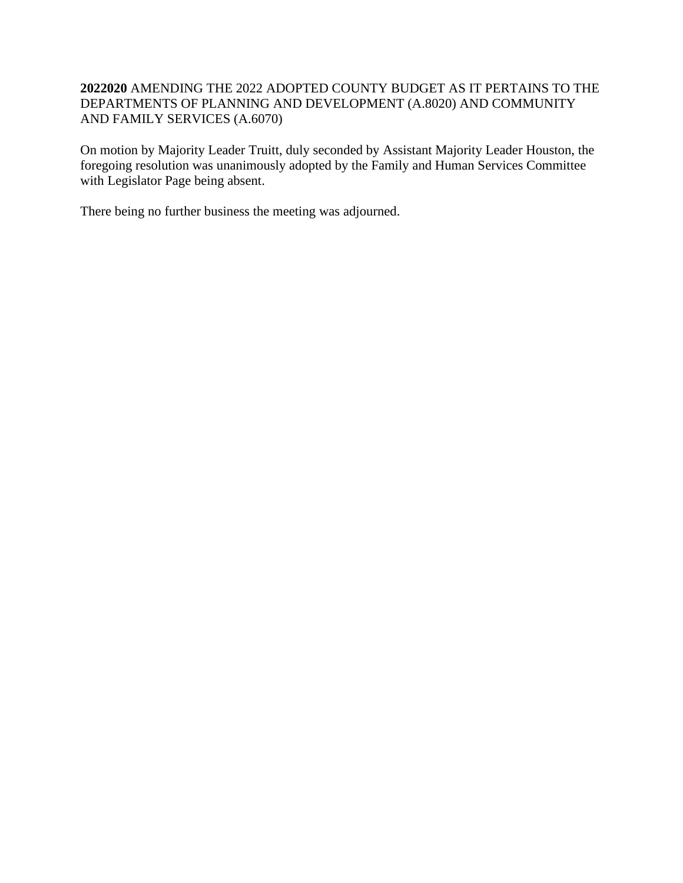**2022020** AMENDING THE 2022 ADOPTED COUNTY BUDGET AS IT PERTAINS TO THE DEPARTMENTS OF PLANNING AND DEVELOPMENT (A.8020) AND COMMUNITY AND FAMILY SERVICES (A.6070)

On motion by Majority Leader Truitt, duly seconded by Assistant Majority Leader Houston, the foregoing resolution was unanimously adopted by the Family and Human Services Committee with Legislator Page being absent.

There being no further business the meeting was adjourned.